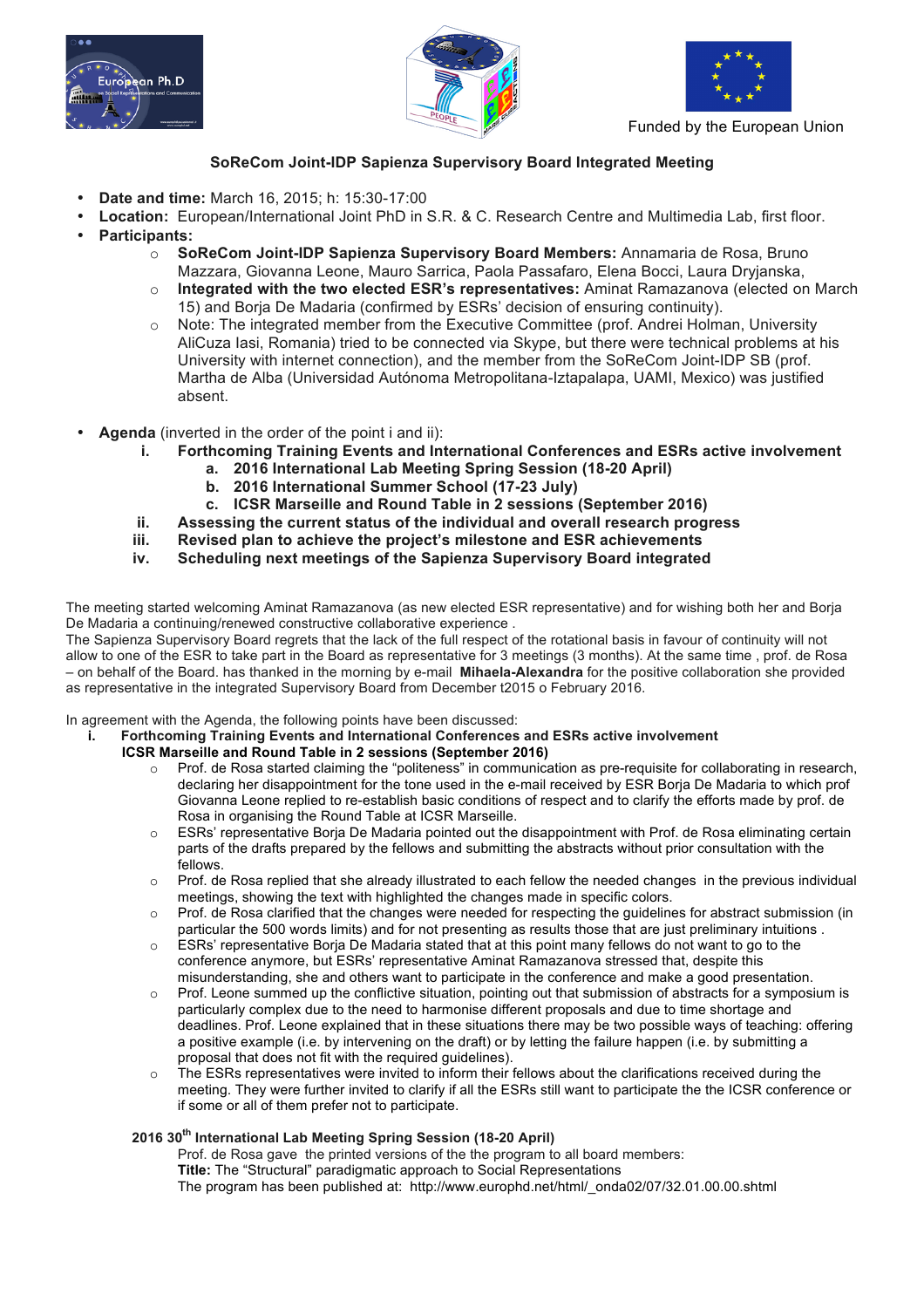Funded by the European Union

## SoReCom Joint-IDP Sapienza Supervisory Board Integrated Meeting

- **Date and time:** March 16, 2015; h: 15:30-17:00
- **Location:** European/International Joint PhD in S.R. & C. Research Centre and Multimedia Lab, first floor.
- **Participants:**
  - **SoReCom Joint-IDP Sapienza Supervisory Board Members:** Annamaria de Rosa, Bruno Mazzara, Giovanna Leone, Mauro Sarrica, Paola Passafaro, Elena Bocci, Laura Dryjanska,
  - **Integrated with the two elected ESR's representatives:** Aminat Ramazanova (elected on March 15) and Borja De Madaria (confirmed by ESRs' decision of ensuring continuity).
  - Note: The integrated member from the Executive Committee (prof. Andrei Holman, University AliCuza Iasi, Romania) tried to be connected via Skype, but there were technical problems at his University with internet connection), and the member from the SoReCom Joint-IDP SB (prof. Martha de Alba (Universidad Autónoma Metropolitana-Iztapalapa, UAMI, Mexico) was justified absent.

- **Agenda** (inverted in the order of the point i and ii):
  - i. **Forthcoming Training Events and International Conferences and ESRs active involvement**
    - a. **2016 International Lab Meeting Spring Session (18-20 April)**
    - b. **2016 International Summer School (17-23 July)**
    - c. **ICSR Marseille and Round Table in 2 sessions (September 2016)**
  - ii. **Assessing the current status of the individual and overall research progress**
  - iii. **Revised plan to achieve the project's milestone and ESR achievements**
  - iv. **Scheduling next meetings of the Sapienza Supervisory Board integrated**

The meeting started welcoming Aminat Ramazanova (as new elected ESR representative) and for wishing both her and Borja De Madaria a continuing/renewed constructive collaborative experience .
The Sapienza Supervisory Board regrets that the lack of the full respect of the rotational basis in favour of continuity will not allow to one of the ESR to take part in the Board as representative for 3 meetings (3 months). At the same time , prof. de Rosa – on behalf of the Board. has thanked in the morning by e-mail **Mihaela-Alexandra** for the positive collaboration she provided as representative in the integrated Supervisory Board from December t2015 o February 2016.

In agreement with the Agenda, the following points have been discussed:

i. **Forthcoming Training Events and International Conferences and ESRs active involvement**

**ICSR Marseille and Round Table in 2 sessions (September 2016)**

- Prof. de Rosa started claiming the "politeness" in communication as pre-requisite for collaborating in research, declaring her disappointment for the tone used in the e-mail received by ESR Borja De Madaria to which prof Giovanna Leone replied to re-establish basic conditions of respect and to clarify the efforts made by prof. de Rosa in organising the Round Table at ICSR Marseille.
- ESRs' representative Borja De Madaria pointed out the disappointment with Prof. de Rosa eliminating certain parts of the drafts prepared by the fellows and submitting the abstracts without prior consultation with the fellows.
- Prof. de Rosa replied that she already illustrated to each fellow the needed changes in the previous individual meetings, showing the text with highlighted the changes made in specific colors.
- Prof. de Rosa clarified that the changes were needed for respecting the guidelines for abstract submission (in particular the 500 words limits) and for not presenting as results those that are just preliminary intuitions .
- ESRs' representative Borja De Madaria stated that at this point many fellows do not want to go to the conference anymore, but ESRs' representative Aminat Ramazanova stressed that, despite this misunderstanding, she and others want to participate in the conference and make a good presentation.
- Prof. Leone summed up the conflictive situation, pointing out that submission of abstracts for a symposium is particularly complex due to the need to harmonise different proposals and due to time shortage and deadlines. Prof. Leone explained that in these situations there may be two possible ways of teaching: offering a positive example (i.e. by intervening on the draft) or by letting the failure happen (i.e. by submitting a proposal that does not fit with the required guidelines).
- The ESRs representatives were invited to inform their fellows about the clarifications received during the meeting. They were further invited to clarify if all the ESRs still want to participate the the ICSR conference or if some or all of them prefer not to participate.

**2016 30th International Lab Meeting Spring Session (18-20 April)**

Prof. de Rosa gave the printed versions of the the program to all board members:
**Title:** The "Structural" paradigmatic approach to Social Representations
The program has been published at: http://www.europhd.net/html/_onda02/07/32.01.00.00.shtml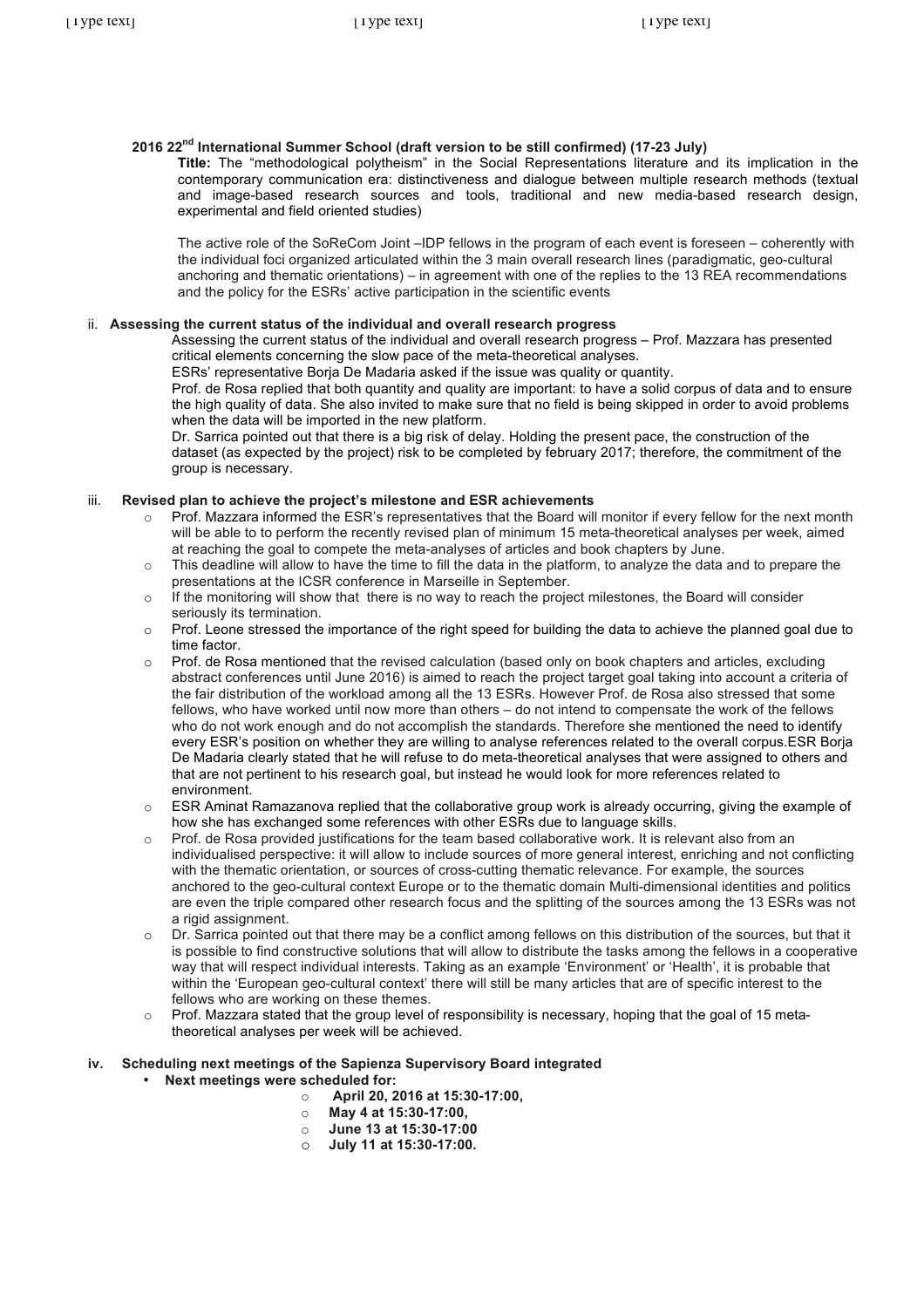**2016 22nd International Summer School (draft version to be still confirmed) (17-23 July)**

**Title:** The "methodological polytheism" in the Social Representations literature and its implication in the contemporary communication era: distinctiveness and dialogue between multiple research methods (textual and image-based research sources and tools, traditional and new media-based research design, experimental and field oriented studies)

The active role of the SoReCom Joint –IDP fellows in the program of each event is foreseen – coherently with the individual foci organized articulated within the 3 main overall research lines (paradigmatic, geo-cultural anchoring and thematic orientations) – in agreement with one of the replies to the 13 REA recommendations and the policy for the ESRs' active participation in the scientific events

ii. **Assessing the current status of the individual and overall research progress**

Assessing the current status of the individual and overall research progress – Prof. Mazzara has presented critical elements concerning the slow pace of the meta-theoretical analyses.

ESRs' representative Borja De Madaria asked if the issue was quality or quantity.

Prof. de Rosa replied that both quantity and quality are important: to have a solid corpus of data and to ensure the high quality of data. She also invited to make sure that no field is being skipped in order to avoid problems when the data will be imported in the new platform.

Dr. Sarrica pointed out that there is a big risk of delay. Holding the present pace, the construction of the dataset (as expected by the project) risk to be completed by february 2017; therefore, the commitment of the group is necessary.

iii. **Revised plan to achieve the project's milestone and ESR achievements**

- Prof. Mazzara informed the ESR's representatives that the Board will monitor if every fellow for the next month will be able to to perform the recently revised plan of minimum 15 meta-theoretical analyses per week, aimed at reaching the goal to compete the meta-analyses of articles and book chapters by June.
- This deadline will allow to have the time to fill the data in the platform, to analyze the data and to prepare the presentations at the ICSR conference in Marseille in September.
- If the monitoring will show that there is no way to reach the project milestones, the Board will consider seriously its termination.
- Prof. Leone stressed the importance of the right speed for building the data to achieve the planned goal due to time factor.
- Prof. de Rosa mentioned that the revised calculation (based only on book chapters and articles, excluding abstract conferences until June 2016) is aimed to reach the project target goal taking into account a criteria of the fair distribution of the workload among all the 13 ESRs. However Prof. de Rosa also stressed that some fellows, who have worked until now more than others – do not intend to compensate the work of the fellows who do not work enough and do not accomplish the standards. Therefore she mentioned the need to identify every ESR's position on whether they are willing to analyse references related to the overall corpus.ESR Borja De Madaria clearly stated that he will refuse to do meta-theoretical analyses that were assigned to others and that are not pertinent to his research goal, but instead he would look for more references related to environment.
- ESR Aminat Ramazanova replied that the collaborative group work is already occurring, giving the example of how she has exchanged some references with other ESRs due to language skills.
- Prof. de Rosa provided justifications for the team based collaborative work. It is relevant also from an individualised perspective: it will allow to include sources of more general interest, enriching and not conflicting with the thematic orientation, or sources of cross-cutting thematic relevance. For example, the sources anchored to the geo-cultural context Europe or to the thematic domain Multi-dimensional identities and politics are even the triple compared other research focus and the splitting of the sources among the 13 ESRs was not a rigid assignment.
- Dr. Sarrica pointed out that there may be a conflict among fellows on this distribution of the sources, but that it is possible to find constructive solutions that will allow to distribute the tasks among the fellows in a cooperative way that will respect individual interests. Taking as an example 'Environment' or 'Health', it is probable that within the 'European geo-cultural context' there will still be many articles that are of specific interest to the fellows who are working on these themes.
- Prof. Mazzara stated that the group level of responsibility is necessary, hoping that the goal of 15 meta-theoretical analyses per week will be achieved.

iv. **Scheduling next meetings of the Sapienza Supervisory Board integrated**

- **Next meetings were scheduled for:**
  - **April 20, 2016 at 15:30-17:00,**
  - **May 4 at 15:30-17:00,**
  - **June 13 at 15:30-17:00**
  - **July 11 at 15:30-17:00.**